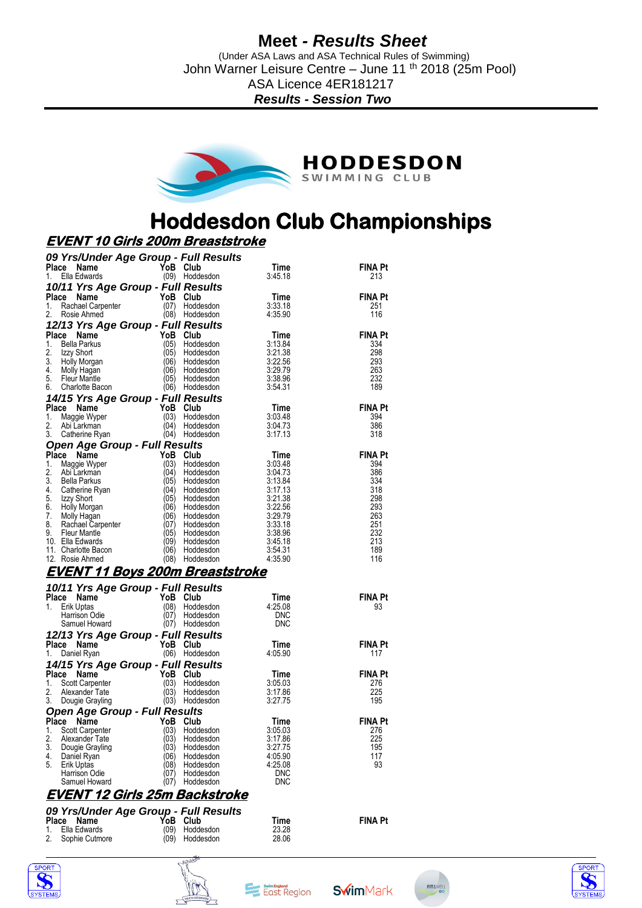# Meet - *Results Sheet*

(Under ASA Laws and ASA Technical Rules of Swimming)
John Warner Leisure Centre – June 11 th 2018 (25m Pool)
ASA Licence 4ER181217
***Results - Session Two***

HODDESDON SWIMMING CLUB

# Hoddesdon Club Championships

## EVENT 10 Girls 200m Breaststroke

### 09 Yrs/Under Age Group - Full Results

| Place | Name | YoB | Club | Time | FINA Pt |
|---|---|---|---|---|---|
| 1. | Ella Edwards | (09) | Hoddesdon | 3:45.18 | 213 |

### 10/11 Yrs Age Group - Full Results

| Place | Name | YoB | Club | Time | FINA Pt |
|---|---|---|---|---|---|
| 1. | Rachael Carpenter | (07) | Hoddesdon | 3:33.18 | 251 |
| 2. | Rosie Ahmed | (08) | Hoddesdon | 4:35.90 | 116 |

### 12/13 Yrs Age Group - Full Results

| Place | Name | YoB | Club | Time | FINA Pt |
|---|---|---|---|---|---|
| 1. | Bella Parkus | (05) | Hoddesdon | 3:13.84 | 334 |
| 2. | Izzy Short | (05) | Hoddesdon | 3:21.38 | 298 |
| 3. | Holly Morgan | (06) | Hoddesdon | 3:22.56 | 293 |
| 4. | Molly Hagan | (06) | Hoddesdon | 3:29.79 | 263 |
| 5. | Fleur Mantle | (05) | Hoddesdon | 3:38.96 | 232 |
| 6. | Charlotte Bacon | (06) | Hoddesdon | 3:54.31 | 189 |

### 14/15 Yrs Age Group - Full Results

| Place | Name | YoB | Club | Time | FINA Pt |
|---|---|---|---|---|---|
| 1. | Maggie Wyper | (03) | Hoddesdon | 3:03.48 | 394 |
| 2. | Abi Larkman | (04) | Hoddesdon | 3:04.73 | 386 |
| 3. | Catherine Ryan | (04) | Hoddesdon | 3:17.13 | 318 |

### Open Age Group - Full Results

| Place | Name | YoB | Club | Time | FINA Pt |
|---|---|---|---|---|---|
| 1. | Maggie Wyper | (03) | Hoddesdon | 3:03.48 | 394 |
| 2. | Abi Larkman | (04) | Hoddesdon | 3:04.73 | 386 |
| 3. | Bella Parkus | (05) | Hoddesdon | 3:13.84 | 334 |
| 4. | Catherine Ryan | (04) | Hoddesdon | 3:17.13 | 318 |
| 5. | Izzy Short | (05) | Hoddesdon | 3:21.38 | 298 |
| 6. | Holly Morgan | (06) | Hoddesdon | 3:22.56 | 293 |
| 7. | Molly Hagan | (06) | Hoddesdon | 3:29.79 | 263 |
| 8. | Rachael Carpenter | (07) | Hoddesdon | 3:33.18 | 251 |
| 9. | Fleur Mantle | (05) | Hoddesdon | 3:38.96 | 232 |
| 10. | Ella Edwards | (09) | Hoddesdon | 3:45.18 | 213 |
| 11. | Charlotte Bacon | (06) | Hoddesdon | 3:54.31 | 189 |
| 12. | Rosie Ahmed | (08) | Hoddesdon | 4:35.90 | 116 |

## EVENT 11 Boys 200m Breaststroke

### 10/11 Yrs Age Group - Full Results

| Place | Name | YoB | Club | Time | FINA Pt |
|---|---|---|---|---|---|
| 1. | Erik Uptas | (08) | Hoddesdon | 4:25.08 | 93 |
| | Harrison Odie | (07) | Hoddesdon | DNC | |
| | Samuel Howard | (07) | Hoddesdon | DNC | |

### 12/13 Yrs Age Group - Full Results

| Place | Name | YoB | Club | Time | FINA Pt |
|---|---|---|---|---|---|
| 1. | Daniel Ryan | (06) | Hoddesdon | 4:05.90 | 117 |

### 14/15 Yrs Age Group - Full Results

| Place | Name | YoB | Club | Time | FINA Pt |
|---|---|---|---|---|---|
| 1. | Scott Carpenter | (03) | Hoddesdon | 3:05.03 | 276 |
| 2. | Alexander Tate | (03) | Hoddesdon | 3:17.86 | 225 |
| 3. | Dougie Grayling | (03) | Hoddesdon | 3:27.75 | 195 |

### Open Age Group - Full Results

| Place | Name | YoB | Club | Time | FINA Pt |
|---|---|---|---|---|---|
| 1. | Scott Carpenter | (03) | Hoddesdon | 3:05.03 | 276 |
| 2. | Alexander Tate | (03) | Hoddesdon | 3:17.86 | 225 |
| 3. | Dougie Grayling | (03) | Hoddesdon | 3:27.75 | 195 |
| 4. | Daniel Ryan | (06) | Hoddesdon | 4:05.90 | 117 |
| 5. | Erik Uptas | (08) | Hoddesdon | 4:25.08 | 93 |
| | Harrison Odie | (07) | Hoddesdon | DNC | |
| | Samuel Howard | (07) | Hoddesdon | DNC | |

## EVENT 12 Girls 25m Backstroke

### 09 Yrs/Under Age Group - Full Results

| Place | Name | YoB | Club | Time | FINA Pt |
|---|---|---|---|---|---|
| 1. | Ella Edwards | (09) | Hoddesdon | 23.28 | |
| 2. | Sophie Cutmore | (09) | Hoddesdon | 28.06 | |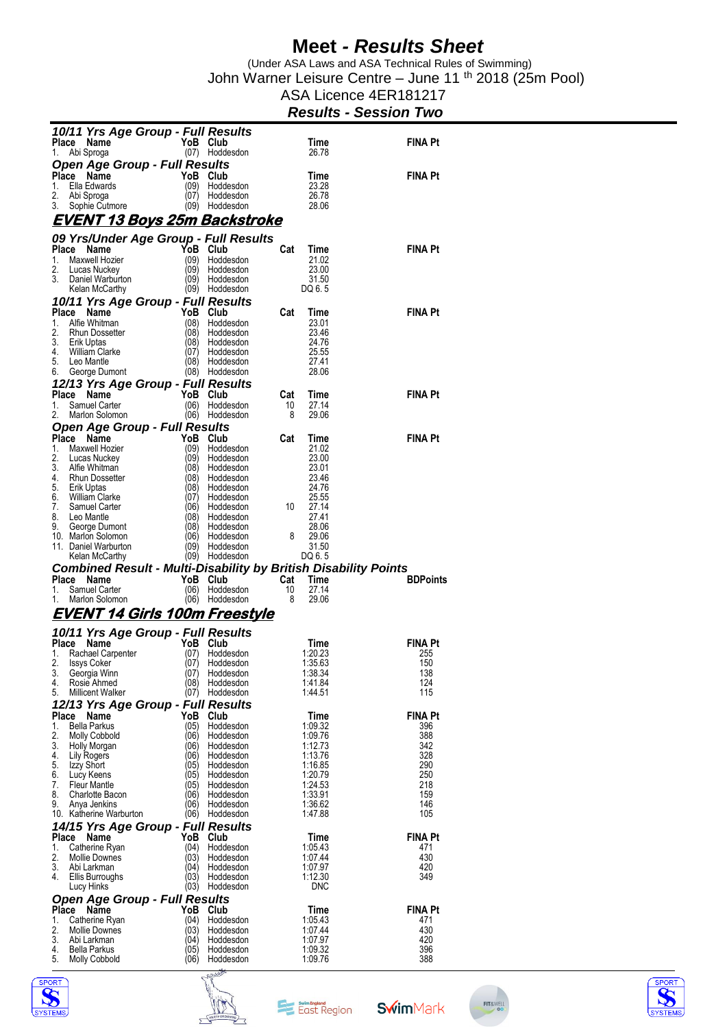# Meet - *Results Sheet*

(Under ASA Laws and ASA Technical Rules of Swimming)
John Warner Leisure Centre – June 11 th 2018 (25m Pool)
ASA Licence 4ER181217

***Results - Session Two***

### *10/11 Yrs Age Group - Full Results*

| Place | Name | YoB | Club | Time | FINA Pt |
|---|---|---|---|---|---|
| 1. | Abi Sproga | (07) | Hoddesdon | 26.78 | |

### *Open Age Group - Full Results*

| Place | Name | YoB | Club | Time | FINA Pt |
|---|---|---|---|---|---|
| 1. | Ella Edwards | (09) | Hoddesdon | 23.28 | |
| 2. | Abi Sproga | (07) | Hoddesdon | 26.78 | |
| 3. | Sophie Cutmore | (09) | Hoddesdon | 28.06 | |

## *EVENT 13 Boys 25m Backstroke*

### *09 Yrs/Under Age Group - Full Results*

| Place | Name | YoB | Club | Cat | Time | FINA Pt |
|---|---|---|---|---|---|---|
| 1. | Maxwell Hozier | (09) | Hoddesdon | | 21.02 | |
| 2. | Lucas Nuckey | (09) | Hoddesdon | | 23.00 | |
| 3. | Daniel Warburton | (09) | Hoddesdon | | 31.50 | |
| | Kelan McCarthy | (09) | Hoddesdon | | DQ 6. 5 | |

### *10/11 Yrs Age Group - Full Results*

| Place | Name | YoB | Club | Cat | Time | FINA Pt |
|---|---|---|---|---|---|---|
| 1. | Alfie Whitman | (08) | Hoddesdon | | 23.01 | |
| 2. | Rhun Dossetter | (08) | Hoddesdon | | 23.46 | |
| 3. | Erik Uptas | (08) | Hoddesdon | | 24.76 | |
| 4. | William Clarke | (07) | Hoddesdon | | 25.55 | |
| 5. | Leo Mantle | (08) | Hoddesdon | | 27.41 | |
| 6. | George Dumont | (08) | Hoddesdon | | 28.06 | |

### *12/13 Yrs Age Group - Full Results*

| Place | Name | YoB | Club | Cat | Time | FINA Pt |
|---|---|---|---|---|---|---|
| 1. | Samuel Carter | (06) | Hoddesdon | 10 | 27.14 | |
| 2. | Marlon Solomon | (06) | Hoddesdon | 8 | 29.06 | |

### *Open Age Group - Full Results*

| Place | Name | YoB | Club | Cat | Time | FINA Pt |
|---|---|---|---|---|---|---|
| 1. | Maxwell Hozier | (09) | Hoddesdon | | 21.02 | |
| 2. | Lucas Nuckey | (09) | Hoddesdon | | 23.00 | |
| 3. | Alfie Whitman | (08) | Hoddesdon | | 23.01 | |
| 4. | Rhun Dossetter | (08) | Hoddesdon | | 23.46 | |
| 5. | Erik Uptas | (08) | Hoddesdon | | 24.76 | |
| 6. | William Clarke | (07) | Hoddesdon | | 25.55 | |
| 7. | Samuel Carter | (06) | Hoddesdon | 10 | 27.14 | |
| 8. | Leo Mantle | (08) | Hoddesdon | | 27.41 | |
| 9. | George Dumont | (08) | Hoddesdon | | 28.06 | |
| 10. | Marlon Solomon | (06) | Hoddesdon | 8 | 29.06 | |
| 11. | Daniel Warburton | (09) | Hoddesdon | | 31.50 | |
| | Kelan McCarthy | (09) | Hoddesdon | | DQ 6. 5 | |

### *Combined Result - Multi-Disability by British Disability Points*

| Place | Name | YoB | Club | Cat | Time | BDPoints |
|---|---|---|---|---|---|---|
| 1. | Samuel Carter | (06) | Hoddesdon | 10 | 27.14 | |
| 1. | Marlon Solomon | (06) | Hoddesdon | 8 | 29.06 | |

## *EVENT 14 Girls 100m Freestyle*

### *10/11 Yrs Age Group - Full Results*

| Place | Name | YoB | Club | Time | FINA Pt |
|---|---|---|---|---|---|
| 1. | Rachael Carpenter | (07) | Hoddesdon | 1:20.23 | 255 |
| 2. | Issys Coker | (07) | Hoddesdon | 1:35.63 | 150 |
| 3. | Georgia Winn | (07) | Hoddesdon | 1:38.34 | 138 |
| 4. | Rosie Ahmed | (08) | Hoddesdon | 1:41.84 | 124 |
| 5. | Millicent Walker | (07) | Hoddesdon | 1:44.51 | 115 |

### *12/13 Yrs Age Group - Full Results*

| Place | Name | YoB | Club | Time | FINA Pt |
|---|---|---|---|---|---|
| 1. | Bella Parkus | (05) | Hoddesdon | 1:09.32 | 396 |
| 2. | Molly Cobbold | (06) | Hoddesdon | 1:09.76 | 388 |
| 3. | Holly Morgan | (06) | Hoddesdon | 1:12.73 | 342 |
| 4. | Lily Rogers | (06) | Hoddesdon | 1:13.76 | 328 |
| 5. | Izzy Short | (05) | Hoddesdon | 1:16.85 | 290 |
| 6. | Lucy Keens | (05) | Hoddesdon | 1:20.79 | 250 |
| 7. | Fleur Mantle | (05) | Hoddesdon | 1:24.53 | 218 |
| 8. | Charlotte Bacon | (06) | Hoddesdon | 1:33.91 | 159 |
| 9. | Anya Jenkins | (06) | Hoddesdon | 1:36.62 | 146 |
| 10. | Katherine Warburton | (06) | Hoddesdon | 1:47.88 | 105 |

### *14/15 Yrs Age Group - Full Results*

| Place | Name | YoB | Club | Time | FINA Pt |
|---|---|---|---|---|---|
| 1. | Catherine Ryan | (04) | Hoddesdon | 1:05.43 | 471 |
| 2. | Mollie Downes | (03) | Hoddesdon | 1:07.44 | 430 |
| 3. | Abi Larkman | (04) | Hoddesdon | 1:07.97 | 420 |
| 4. | Ellis Burroughs | (03) | Hoddesdon | 1:12.30 | 349 |
| | Lucy Hinks | (03) | Hoddesdon | DNC | |

### *Open Age Group - Full Results*

| Place | Name | YoB | Club | Time | FINA Pt |
|---|---|---|---|---|---|
| 1. | Catherine Ryan | (04) | Hoddesdon | 1:05.43 | 471 |
| 2. | Mollie Downes | (03) | Hoddesdon | 1:07.44 | 430 |
| 3. | Abi Larkman | (04) | Hoddesdon | 1:07.97 | 420 |
| 4. | Bella Parkus | (05) | Hoddesdon | 1:09.32 | 396 |
| 5. | Molly Cobbold | (06) | Hoddesdon | 1:09.76 | 388 |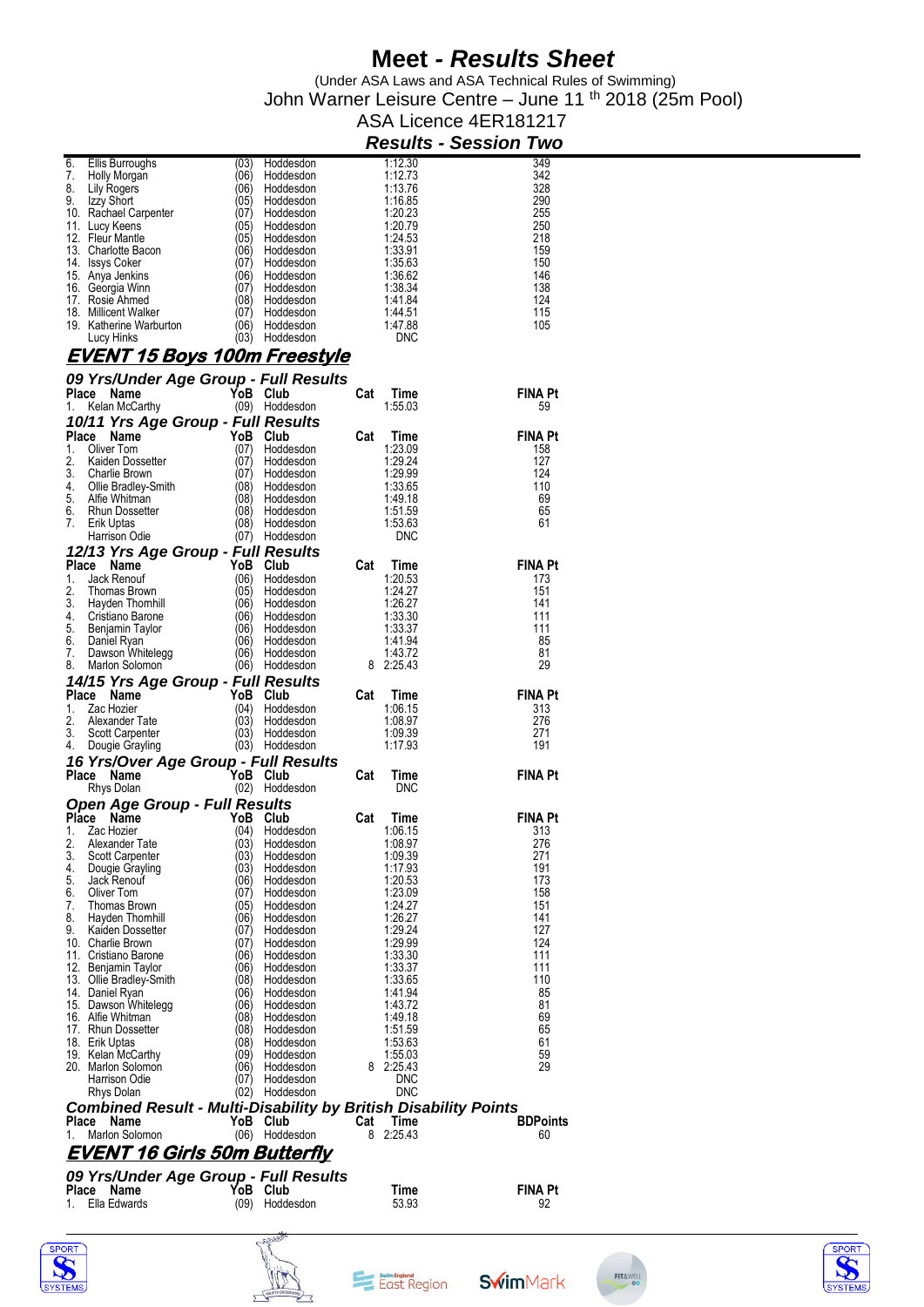# Meet - *Results Sheet*

(Under ASA Laws and ASA Technical Rules of Swimming)
John Warner Leisure Centre – June 11 th 2018 (25m Pool)
ASA Licence 4ER181217

## *Results - Session Two*

| Place | Name | YoB | Club | Cat | Time | FINA Pt |
|---|---|---|---|---|---|---|
| 6. | Ellis Burroughs | (03) | Hoddesdon | | 1:12.30 | 349 |
| 7. | Holly Morgan | (06) | Hoddesdon | | 1:12.73 | 342 |
| 8. | Lily Rogers | (06) | Hoddesdon | | 1:13.76 | 328 |
| 9. | Izzy Short | (05) | Hoddesdon | | 1:16.85 | 290 |
| 10. | Rachael Carpenter | (07) | Hoddesdon | | 1:20.23 | 255 |
| 11. | Lucy Keens | (05) | Hoddesdon | | 1:20.79 | 250 |
| 12. | Fleur Mantle | (05) | Hoddesdon | | 1:24.53 | 218 |
| 13. | Charlotte Bacon | (06) | Hoddesdon | | 1:33.91 | 159 |
| 14. | Issys Coker | (07) | Hoddesdon | | 1:35.63 | 150 |
| 15. | Anya Jenkins | (06) | Hoddesdon | | 1:36.62 | 146 |
| 16. | Georgia Winn | (07) | Hoddesdon | | 1:38.34 | 138 |
| 17. | Rosie Ahmed | (08) | Hoddesdon | | 1:41.84 | 124 |
| 18. | Millicent Walker | (07) | Hoddesdon | | 1:44.51 | 115 |
| 19. | Katherine Warburton | (06) | Hoddesdon | | 1:47.88 | 105 |
| | Lucy Hinks | (03) | Hoddesdon | | DNC | |

## EVENT 15 Boys 100m Freestyle

### *09 Yrs/Under Age Group - Full Results*

| Place | Name | YoB | Club | Cat | Time | FINA Pt |
|---|---|---|---|---|---|---|
| 1. | Kelan McCarthy | (09) | Hoddesdon | | 1:55.03 | 59 |

### *10/11 Yrs Age Group - Full Results*

| Place | Name | YoB | Club | Cat | Time | FINA Pt |
|---|---|---|---|---|---|---|
| 1. | Oliver Tom | (07) | Hoddesdon | | 1:23.09 | 158 |
| 2. | Kaiden Dossetter | (07) | Hoddesdon | | 1:29.24 | 127 |
| 3. | Charlie Brown | (07) | Hoddesdon | | 1:29.99 | 124 |
| 4. | Ollie Bradley-Smith | (08) | Hoddesdon | | 1:33.65 | 110 |
| 5. | Alfie Whitman | (08) | Hoddesdon | | 1:49.18 | 69 |
| 6. | Rhun Dossetter | (08) | Hoddesdon | | 1:51.59 | 65 |
| 7. | Erik Uptas | (08) | Hoddesdon | | 1:53.63 | 61 |
| | Harrison Odie | (07) | Hoddesdon | | DNC | |

### *12/13 Yrs Age Group - Full Results*

| Place | Name | YoB | Club | Cat | Time | FINA Pt |
|---|---|---|---|---|---|---|
| 1. | Jack Renouf | (06) | Hoddesdon | | 1:20.53 | 173 |
| 2. | Thomas Brown | (05) | Hoddesdon | | 1:24.27 | 151 |
| 3. | Hayden Thornhill | (06) | Hoddesdon | | 1:26.27 | 141 |
| 4. | Cristiano Barone | (06) | Hoddesdon | | 1:33.30 | 111 |
| 5. | Benjamin Taylor | (06) | Hoddesdon | | 1:33.37 | 111 |
| 6. | Daniel Ryan | (06) | Hoddesdon | | 1:41.94 | 85 |
| 7. | Dawson Whitelegg | (06) | Hoddesdon | | 1:43.72 | 81 |
| 8. | Marlon Solomon | (06) | Hoddesdon | 8 | 2:25.43 | 29 |

### *14/15 Yrs Age Group - Full Results*

| Place | Name | YoB | Club | Cat | Time | FINA Pt |
|---|---|---|---|---|---|---|
| 1. | Zac Hozier | (04) | Hoddesdon | | 1:06.15 | 313 |
| 2. | Alexander Tate | (03) | Hoddesdon | | 1:08.97 | 276 |
| 3. | Scott Carpenter | (03) | Hoddesdon | | 1:09.39 | 271 |
| 4. | Dougie Grayling | (03) | Hoddesdon | | 1:17.93 | 191 |

### *16 Yrs/Over Age Group - Full Results*

| Place | Name | YoB | Club | Cat | Time | FINA Pt |
|---|---|---|---|---|---|---|
| | Rhys Dolan | (02) | Hoddesdon | | DNC | |

### *Open Age Group - Full Results*

| Place | Name | YoB | Club | Cat | Time | FINA Pt |
|---|---|---|---|---|---|---|
| 1. | Zac Hozier | (04) | Hoddesdon | | 1:06.15 | 313 |
| 2. | Alexander Tate | (03) | Hoddesdon | | 1:08.97 | 276 |
| 3. | Scott Carpenter | (03) | Hoddesdon | | 1:09.39 | 271 |
| 4. | Dougie Grayling | (03) | Hoddesdon | | 1:17.93 | 191 |
| 5. | Jack Renouf | (06) | Hoddesdon | | 1:20.53 | 173 |
| 6. | Oliver Tom | (07) | Hoddesdon | | 1:23.09 | 158 |
| 7. | Thomas Brown | (05) | Hoddesdon | | 1:24.27 | 151 |
| 8. | Hayden Thornhill | (06) | Hoddesdon | | 1:26.27 | 141 |
| 9. | Kaiden Dossetter | (07) | Hoddesdon | | 1:29.24 | 127 |
| 10. | Charlie Brown | (07) | Hoddesdon | | 1:29.99 | 124 |
| 11. | Cristiano Barone | (06) | Hoddesdon | | 1:33.30 | 111 |
| 12. | Benjamin Taylor | (06) | Hoddesdon | | 1:33.37 | 111 |
| 13. | Ollie Bradley-Smith | (08) | Hoddesdon | | 1:33.65 | 110 |
| 14. | Daniel Ryan | (06) | Hoddesdon | | 1:41.94 | 85 |
| 15. | Dawson Whitelegg | (06) | Hoddesdon | | 1:43.72 | 81 |
| 16. | Alfie Whitman | (08) | Hoddesdon | | 1:49.18 | 69 |
| 17. | Rhun Dossetter | (08) | Hoddesdon | | 1:51.59 | 65 |
| 18. | Erik Uptas | (08) | Hoddesdon | | 1:53.63 | 61 |
| 19. | Kelan McCarthy | (09) | Hoddesdon | | 1:55.03 | 59 |
| 20. | Marlon Solomon | (06) | Hoddesdon | 8 | 2:25.43 | 29 |
| | Harrison Odie | (07) | Hoddesdon | | DNC | |
| | Rhys Dolan | (02) | Hoddesdon | | DNC | |

### *Combined Result - Multi-Disability by British Disability Points*

| Place | Name | YoB | Club | Cat | Time | BDPoints |
|---|---|---|---|---|---|---|
| 1. | Marlon Solomon | (06) | Hoddesdon | 8 | 2:25.43 | 60 |

## EVENT 16 Girls 50m Butterfly

### *09 Yrs/Under Age Group - Full Results*

| Place | Name | YoB | Club | Time | FINA Pt |
|---|---|---|---|---|---|
| 1. | Ella Edwards | (09) | Hoddesdon | 53.93 | 92 |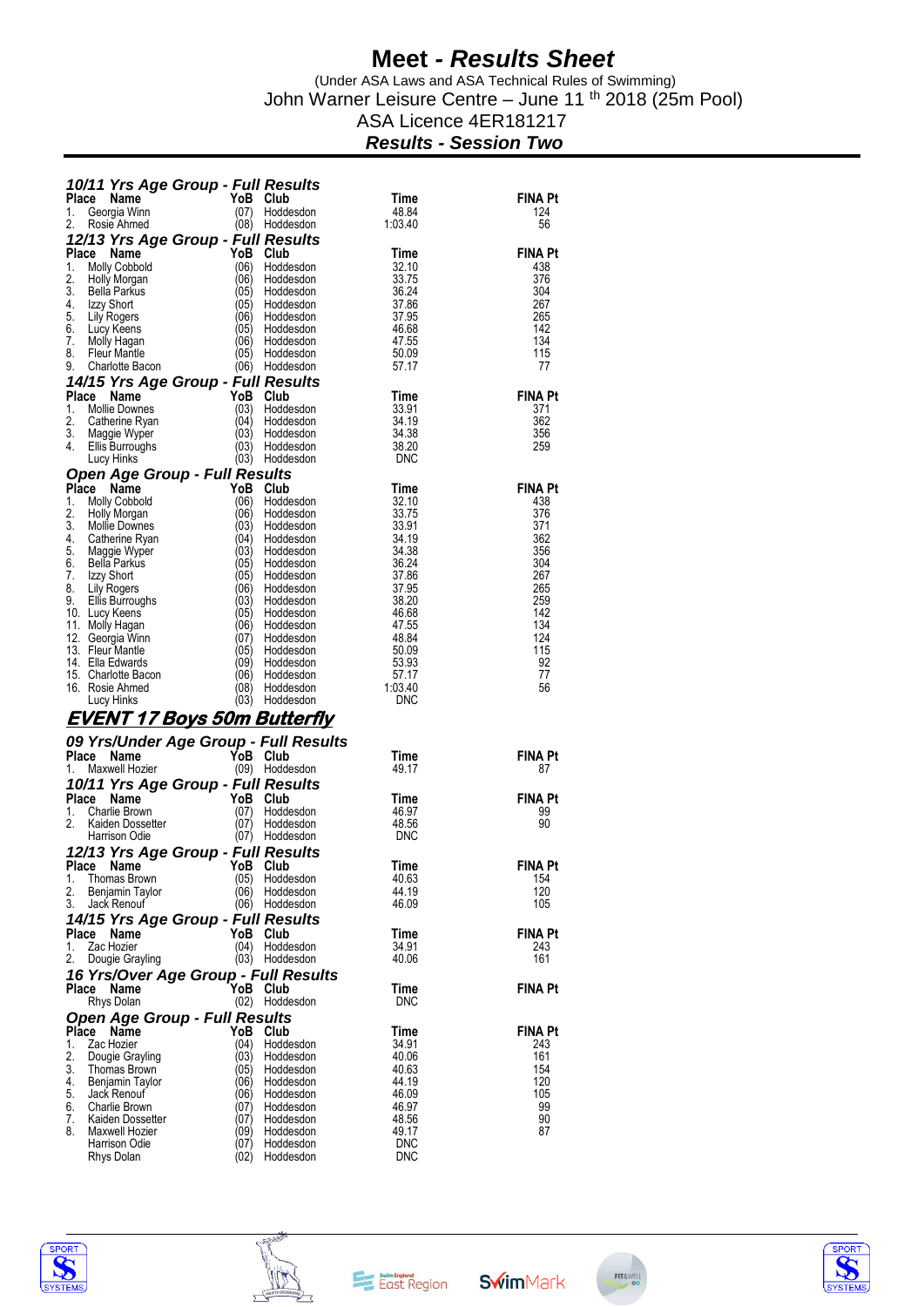# Meet - *Results Sheet*

(Under ASA Laws and ASA Technical Rules of Swimming)
John Warner Leisure Centre – June 11 th 2018 (25m Pool)
ASA Licence 4ER181217
***Results - Session Two***

### *10/11 Yrs Age Group - Full Results*

| Place | Name | YoB | Club | Time | FINA Pt |
|---|---|---|---|---|---|
| 1. | Georgia Winn | (07) | Hoddesdon | 48.84 | 124 |
| 2. | Rosie Ahmed | (08) | Hoddesdon | 1:03.40 | 56 |

### *12/13 Yrs Age Group - Full Results*

| Place | Name | YoB | Club | Time | FINA Pt |
|---|---|---|---|---|---|
| 1. | Molly Cobbold | (06) | Hoddesdon | 32.10 | 438 |
| 2. | Holly Morgan | (06) | Hoddesdon | 33.75 | 376 |
| 3. | Bella Parkus | (05) | Hoddesdon | 36.24 | 304 |
| 4. | Izzy Short | (05) | Hoddesdon | 37.86 | 267 |
| 5. | Lily Rogers | (06) | Hoddesdon | 37.95 | 265 |
| 6. | Lucy Keens | (05) | Hoddesdon | 46.68 | 142 |
| 7. | Molly Hagan | (06) | Hoddesdon | 47.55 | 134 |
| 8. | Fleur Mantle | (05) | Hoddesdon | 50.09 | 115 |
| 9. | Charlotte Bacon | (06) | Hoddesdon | 57.17 | 77 |

### *14/15 Yrs Age Group - Full Results*

| Place | Name | YoB | Club | Time | FINA Pt |
|---|---|---|---|---|---|
| 1. | Mollie Downes | (03) | Hoddesdon | 33.91 | 371 |
| 2. | Catherine Ryan | (04) | Hoddesdon | 34.19 | 362 |
| 3. | Maggie Wyper | (03) | Hoddesdon | 34.38 | 356 |
| 4. | Ellis Burroughs | (03) | Hoddesdon | 38.20 | 259 |
| | Lucy Hinks | (03) | Hoddesdon | DNC | |

### *Open Age Group - Full Results*

| Place | Name | YoB | Club | Time | FINA Pt |
|---|---|---|---|---|---|
| 1. | Molly Cobbold | (06) | Hoddesdon | 32.10 | 438 |
| 2. | Holly Morgan | (06) | Hoddesdon | 33.75 | 376 |
| 3. | Mollie Downes | (03) | Hoddesdon | 33.91 | 371 |
| 4. | Catherine Ryan | (04) | Hoddesdon | 34.19 | 362 |
| 5. | Maggie Wyper | (03) | Hoddesdon | 34.38 | 356 |
| 6. | Bella Parkus | (05) | Hoddesdon | 36.24 | 304 |
| 7. | Izzy Short | (05) | Hoddesdon | 37.86 | 267 |
| 8. | Lily Rogers | (06) | Hoddesdon | 37.95 | 265 |
| 9. | Ellis Burroughs | (03) | Hoddesdon | 38.20 | 259 |
| 10. | Lucy Keens | (05) | Hoddesdon | 46.68 | 142 |
| 11. | Molly Hagan | (06) | Hoddesdon | 47.55 | 134 |
| 12. | Georgia Winn | (07) | Hoddesdon | 48.84 | 124 |
| 13. | Fleur Mantle | (05) | Hoddesdon | 50.09 | 115 |
| 14. | Ella Edwards | (09) | Hoddesdon | 53.93 | 92 |
| 15. | Charlotte Bacon | (06) | Hoddesdon | 57.17 | 77 |
| 16. | Rosie Ahmed | (08) | Hoddesdon | 1:03.40 | 56 |
| | Lucy Hinks | (03) | Hoddesdon | DNC | |

## *EVENT 17 Boys 50m Butterfly*

### *09 Yrs/Under Age Group - Full Results*

| Place | Name | YoB | Club | Time | FINA Pt |
|---|---|---|---|---|---|
| 1. | Maxwell Hozier | (09) | Hoddesdon | 49.17 | 87 |

### *10/11 Yrs Age Group - Full Results*

| Place | Name | YoB | Club | Time | FINA Pt |
|---|---|---|---|---|---|
| 1. | Charlie Brown | (07) | Hoddesdon | 46.97 | 99 |
| 2. | Kaiden Dossetter | (07) | Hoddesdon | 48.56 | 90 |
| | Harrison Odie | (07) | Hoddesdon | DNC | |

### *12/13 Yrs Age Group - Full Results*

| Place | Name | YoB | Club | Time | FINA Pt |
|---|---|---|---|---|---|
| 1. | Thomas Brown | (05) | Hoddesdon | 40.63 | 154 |
| 2. | Benjamin Taylor | (06) | Hoddesdon | 44.19 | 120 |
| 3. | Jack Renouf | (06) | Hoddesdon | 46.09 | 105 |

### *14/15 Yrs Age Group - Full Results*

| Place | Name | YoB | Club | Time | FINA Pt |
|---|---|---|---|---|---|
| 1. | Zac Hozier | (04) | Hoddesdon | 34.91 | 243 |
| 2. | Dougie Grayling | (03) | Hoddesdon | 40.06 | 161 |

### *16 Yrs/Over Age Group - Full Results*

| Place | Name | YoB | Club | Time | FINA Pt |
|---|---|---|---|---|---|
| | Rhys Dolan | (02) | Hoddesdon | DNC | |

### *Open Age Group - Full Results*

| Place | Name | YoB | Club | Time | FINA Pt |
|---|---|---|---|---|---|
| 1. | Zac Hozier | (04) | Hoddesdon | 34.91 | 243 |
| 2. | Dougie Grayling | (03) | Hoddesdon | 40.06 | 161 |
| 3. | Thomas Brown | (05) | Hoddesdon | 40.63 | 154 |
| 4. | Benjamin Taylor | (06) | Hoddesdon | 44.19 | 120 |
| 5. | Jack Renouf | (06) | Hoddesdon | 46.09 | 105 |
| 6. | Charlie Brown | (07) | Hoddesdon | 46.97 | 99 |
| 7. | Kaiden Dossetter | (07) | Hoddesdon | 48.56 | 90 |
| 8. | Maxwell Hozier | (09) | Hoddesdon | 49.17 | 87 |
| | Harrison Odie | (07) | Hoddesdon | DNC | |
| | Rhys Dolan | (02) | Hoddesdon | DNC | |